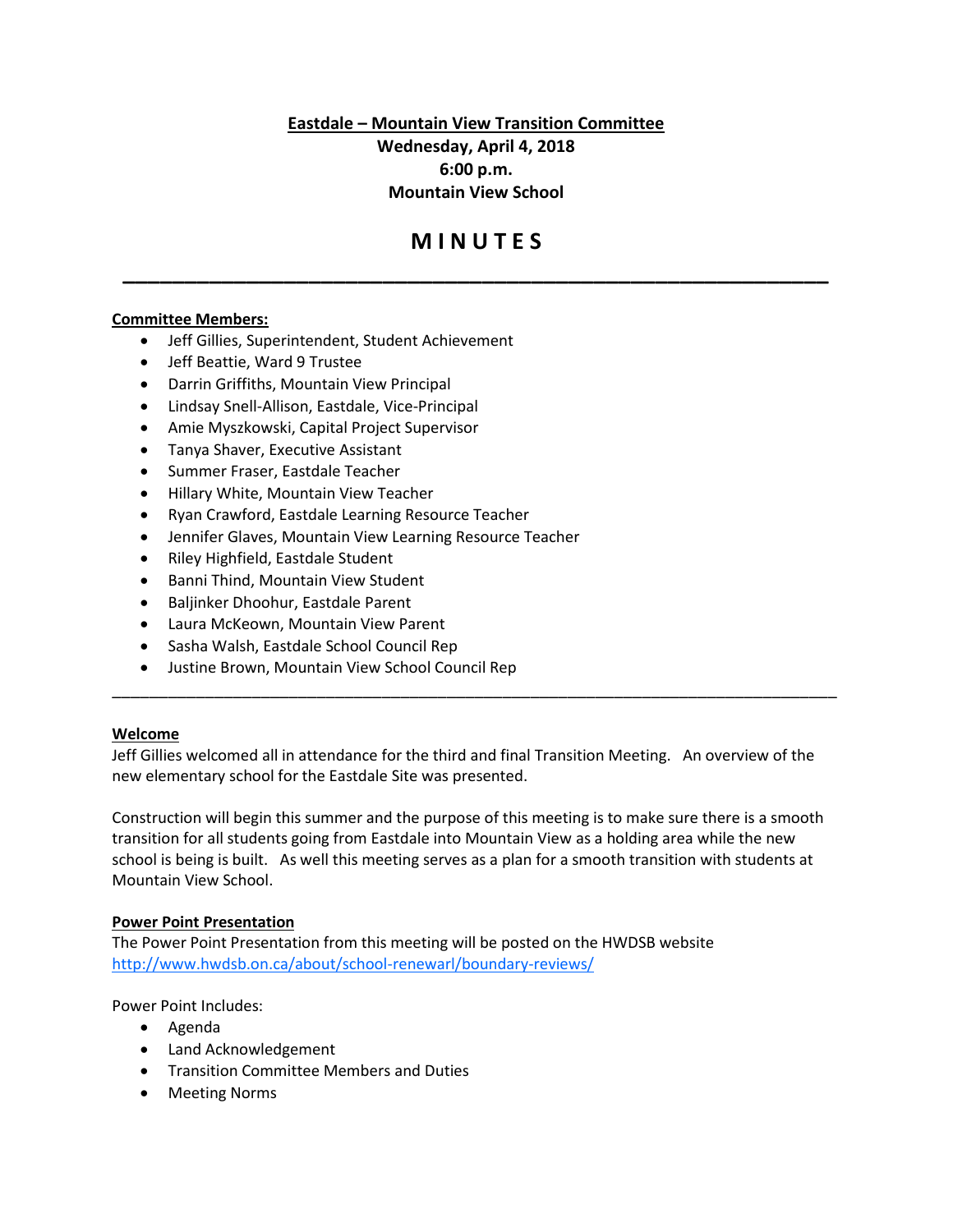**Eastdale – Mountain View Transition Committee**
**Wednesday, April 4, 2018**
**6:00 p.m.**
**Mountain View School**

# MINUTES

---

**Committee Members:**

- Jeff Gillies, Superintendent, Student Achievement
- Jeff Beattie, Ward 9 Trustee
- Darrin Griffiths, Mountain View Principal
- Lindsay Snell-Allison, Eastdale, Vice-Principal
- Amie Myszkowski, Capital Project Supervisor
- Tanya Shaver, Executive Assistant
- Summer Fraser, Eastdale Teacher
- Hillary White, Mountain View Teacher
- Ryan Crawford, Eastdale Learning Resource Teacher
- Jennifer Glaves, Mountain View Learning Resource Teacher
- Riley Highfield, Eastdale Student
- Banni Thind, Mountain View Student
- Baljinker Dhoohur, Eastdale Parent
- Laura McKeown, Mountain View Parent
- Sasha Walsh, Eastdale School Council Rep
- Justine Brown, Mountain View School Council Rep

---

**Welcome**

Jeff Gillies welcomed all in attendance for the third and final Transition Meeting. An overview of the new elementary school for the Eastdale Site was presented.

Construction will begin this summer and the purpose of this meeting is to make sure there is a smooth transition for all students going from Eastdale into Mountain View as a holding area while the new school is being is built. As well this meeting serves as a plan for a smooth transition with students at Mountain View School.

**Power Point Presentation**

The Power Point Presentation from this meeting will be posted on the HWDSB website http://www.hwdsb.on.ca/about/school-renewarl/boundary-reviews/

Power Point Includes:

- Agenda
- Land Acknowledgement
- Transition Committee Members and Duties
- Meeting Norms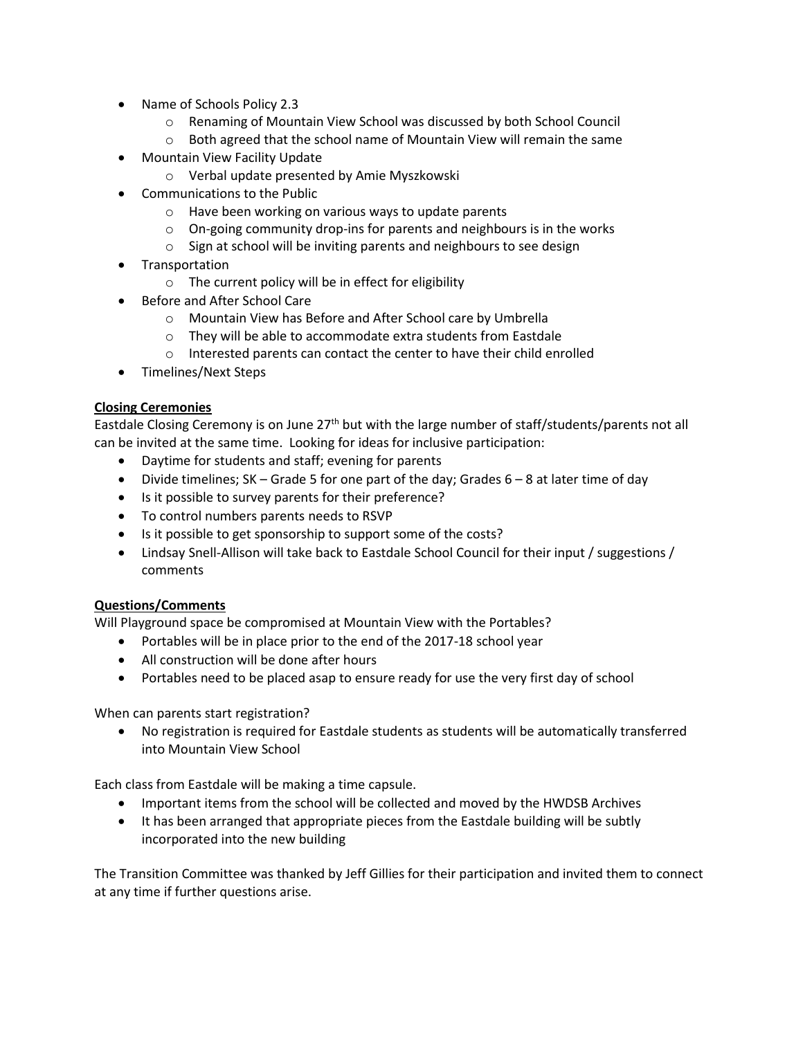- Name of Schools Policy 2.3
  - Renaming of Mountain View School was discussed by both School Council
  - Both agreed that the school name of Mountain View will remain the same
- Mountain View Facility Update
  - Verbal update presented by Amie Myszkowski
- Communications to the Public
  - Have been working on various ways to update parents
  - On-going community drop-ins for parents and neighbours is in the works
  - Sign at school will be inviting parents and neighbours to see design
- Transportation
  - The current policy will be in effect for eligibility
- Before and After School Care
  - Mountain View has Before and After School care by Umbrella
  - They will be able to accommodate extra students from Eastdale
  - Interested parents can contact the center to have their child enrolled
- Timelines/Next Steps

**Closing Ceremonies**

Eastdale Closing Ceremony is on June 27th but with the large number of staff/students/parents not all can be invited at the same time. Looking for ideas for inclusive participation:

- Daytime for students and staff; evening for parents
- Divide timelines; SK – Grade 5 for one part of the day; Grades 6 – 8 at later time of day
- Is it possible to survey parents for their preference?
- To control numbers parents needs to RSVP
- Is it possible to get sponsorship to support some of the costs?
- Lindsay Snell-Allison will take back to Eastdale School Council for their input / suggestions / comments

**Questions/Comments**

Will Playground space be compromised at Mountain View with the Portables?

- Portables will be in place prior to the end of the 2017-18 school year
- All construction will be done after hours
- Portables need to be placed asap to ensure ready for use the very first day of school

When can parents start registration?

- No registration is required for Eastdale students as students will be automatically transferred into Mountain View School

Each class from Eastdale will be making a time capsule.

- Important items from the school will be collected and moved by the HWDSB Archives
- It has been arranged that appropriate pieces from the Eastdale building will be subtly incorporated into the new building

The Transition Committee was thanked by Jeff Gillies for their participation and invited them to connect at any time if further questions arise.